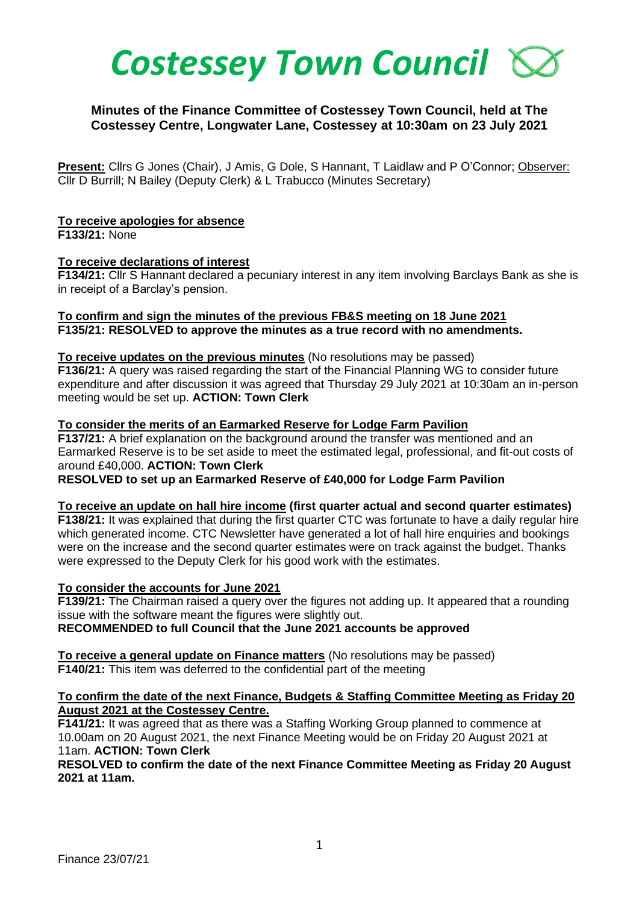# *Costessey Town Council*

**Minutes of the Finance Committee of Costessey Town Council, held at The Costessey Centre, Longwater Lane, Costessey at 10:30am on 23 July 2021**

**Present:** Cllrs G Jones (Chair), J Amis, G Dole, S Hannant, T Laidlaw and P O'Connor; Observer: Cllr D Burrill; N Bailey (Deputy Clerk) & L Trabucco (Minutes Secretary)

**To receive apologies for absence**

**F133/21:** None

**To receive declarations of interest**

**F134/21:** Cllr S Hannant declared a pecuniary interest in any item involving Barclays Bank as she is in receipt of a Barclay's pension.

**To confirm and sign the minutes of the previous FB&S meeting on 18 June 2021**

**F135/21: RESOLVED to approve the minutes as a true record with no amendments.**

**To receive updates on the previous minutes** (No resolutions may be passed)

**F136/21:** A query was raised regarding the start of the Financial Planning WG to consider future expenditure and after discussion it was agreed that Thursday 29 July 2021 at 10:30am an in-person meeting would be set up. **ACTION: Town Clerk**

**To consider the merits of an Earmarked Reserve for Lodge Farm Pavilion**

**F137/21:** A brief explanation on the background around the transfer was mentioned and an Earmarked Reserve is to be set aside to meet the estimated legal, professional, and fit-out costs of around £40,000. **ACTION: Town Clerk**

**RESOLVED to set up an Earmarked Reserve of £40,000 for Lodge Farm Pavilion**

**To receive an update on hall hire income (first quarter actual and second quarter estimates)**

**F138/21:** It was explained that during the first quarter CTC was fortunate to have a daily regular hire which generated income. CTC Newsletter have generated a lot of hall hire enquiries and bookings were on the increase and the second quarter estimates were on track against the budget. Thanks were expressed to the Deputy Clerk for his good work with the estimates.

**To consider the accounts for June 2021**

**F139/21:** The Chairman raised a query over the figures not adding up. It appeared that a rounding issue with the software meant the figures were slightly out.

**RECOMMENDED to full Council that the June 2021 accounts be approved**

**To receive a general update on Finance matters** (No resolutions may be passed)

**F140/21:** This item was deferred to the confidential part of the meeting

**To confirm the date of the next Finance, Budgets & Staffing Committee Meeting as Friday 20 August 2021 at the Costessey Centre.**

**F141/21:** It was agreed that as there was a Staffing Working Group planned to commence at 10.00am on 20 August 2021, the next Finance Meeting would be on Friday 20 August 2021 at 11am. **ACTION: Town Clerk**

**RESOLVED to confirm the date of the next Finance Committee Meeting as Friday 20 August 2021 at 11am.**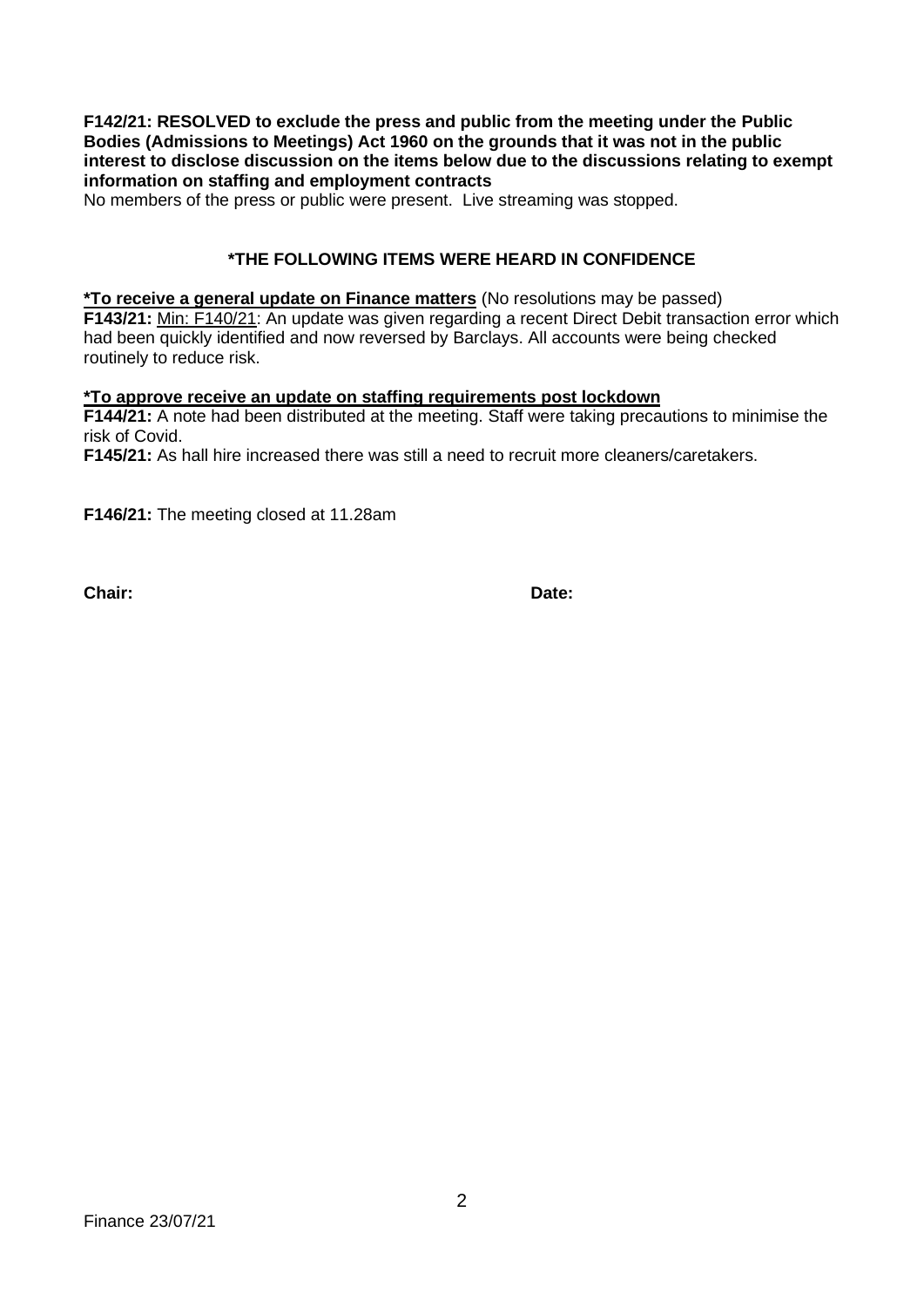**F142/21: RESOLVED to exclude the press and public from the meeting under the Public Bodies (Admissions to Meetings) Act 1960 on the grounds that it was not in the public interest to disclose discussion on the items below due to the discussions relating to exempt information on staffing and employment contracts**

No members of the press or public were present. Live streaming was stopped.

**\*THE FOLLOWING ITEMS WERE HEARD IN CONFIDENCE**

**\*To receive a general update on Finance matters** (No resolutions may be passed)

**F143/21:** Min: F140/21: An update was given regarding a recent Direct Debit transaction error which had been quickly identified and now reversed by Barclays. All accounts were being checked routinely to reduce risk.

**\*To approve receive an update on staffing requirements post lockdown**

**F144/21:** A note had been distributed at the meeting. Staff were taking precautions to minimise the risk of Covid.

**F145/21:** As hall hire increased there was still a need to recruit more cleaners/caretakers.

**F146/21:** The meeting closed at 11.28am

**Chair:** **Date:**